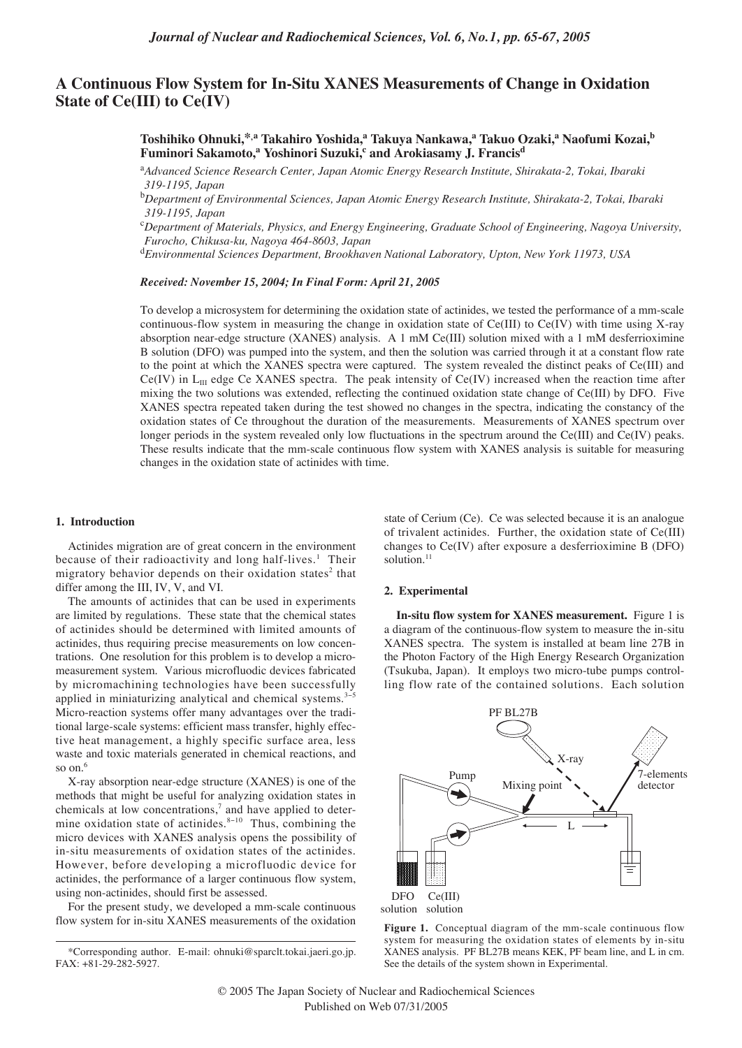# A Continuous Flow System for In-Situ XANES Measurements of Change in Oxidation State of Ce(III) to Ce(IV)

**Toshihiko Ohnuki,*[,a] Takahiro Yoshida,[a] Takuya Nankawa,[a] Takuo Ozaki,[a] Naofumi Kozai,[b] Fuminori Sakamoto,[a] Yoshinori Suzuki,[c] and Arokiasamy J. Francis[d]**

[a]*Advanced Science Research Center, Japan Atomic Energy Research Institute, Shirakata-2, Tokai, Ibaraki 319-1195, Japan*

[b]*Department of Environmental Sciences, Japan Atomic Energy Research Institute, Shirakata-2, Tokai, Ibaraki 319-1195, Japan*

[c]*Department of Materials, Physics, and Energy Engineering, Graduate School of Engineering, Nagoya University, Furocho, Chikusa-ku, Nagoya 464-8603, Japan*

[d]*Environmental Sciences Department, Brookhaven National Laboratory, Upton, New York 11973, USA*

***Received: November 15, 2004; In Final Form: April 21, 2005***

To develop a microsystem for determining the oxidation state of actinides, we tested the performance of a mm-scale continuous-flow system in measuring the change in oxidation state of Ce(III) to Ce(IV) with time using X-ray absorption near-edge structure (XANES) analysis. A 1 mM Ce(III) solution mixed with a 1 mM desferrioximine B solution (DFO) was pumped into the system, and then the solution was carried through it at a constant flow rate to the point at which the XANES spectra were captured. The system revealed the distinct peaks of Ce(III) and Ce(IV) in $L_{III}$ edge Ce XANES spectra. The peak intensity of Ce(IV) increased when the reaction time after mixing the two solutions was extended, reflecting the continued oxidation state change of Ce(III) by DFO. Five XANES spectra repeated taken during the test showed no changes in the spectra, indicating the constancy of the oxidation states of Ce throughout the duration of the measurements. Measurements of XANES spectrum over longer periods in the system revealed only low fluctuations in the spectrum around the Ce(III) and Ce(IV) peaks. These results indicate that the mm-scale continuous flow system with XANES analysis is suitable for measuring changes in the oxidation state of actinides with time.

## 1. Introduction

Actinides migration are of great concern in the environment because of their radioactivity and long half-lives.[1] Their migratory behavior depends on their oxidation states[2] that differ among the III, IV, V, and VI.

The amounts of actinides that can be used in experiments are limited by regulations. These state that the chemical states of actinides should be determined with limited amounts of actinides, thus requiring precise measurements on low concentrations. One resolution for this problem is to develop a micro-measurement system. Various microfluodic devices fabricated by micromachining technologies have been successfully applied in miniaturizing analytical and chemical systems.[3–5] Micro-reaction systems offer many advantages over the traditional large-scale systems: efficient mass transfer, highly effective heat management, a highly specific surface area, less waste and toxic materials generated in chemical reactions, and so on.[6]

X-ray absorption near-edge structure (XANES) is one of the methods that might be useful for analyzing oxidation states in chemicals at low concentrations,[7] and have applied to determine oxidation state of actinides.[8–10] Thus, combining the micro devices with XANES analysis opens the possibility of in-situ measurements of oxidation states of the actinides. However, before developing a microfluodic device for actinides, the performance of a larger continuous flow system, using non-actinides, should first be assessed.

For the present study, we developed a mm-scale continuous flow system for in-situ XANES measurements of the oxidation state of Cerium (Ce). Ce was selected because it is an analogue of trivalent actinides. Further, the oxidation state of Ce(III) changes to Ce(IV) after exposure a desferrioximine B (DFO) solution.[11]

## 2. Experimental

**In-situ flow system for XANES measurement.** Figure 1 is a diagram of the continuous-flow system to measure the in-situ XANES spectra. The system is installed at beam line 27B in the Photon Factory of the High Energy Research Organization (Tsukuba, Japan). It employs two micro-tube pumps controlling flow rate of the contained solutions. Each solution

**Figure 1.** Conceptual diagram of the mm-scale continuous flow system for measuring the oxidation states of elements by in-situ XANES analysis. PF BL27B means KEK, PF beam line, and L in cm. See the details of the system shown in Experimental.

*Corresponding author. E-mail: ohnuki@sparclt.tokai.jaeri.go.jp. FAX: +81-29-282-5927.

© 2005 The Japan Society of Nuclear and Radiochemical Sciences
Published on Web 07/31/2005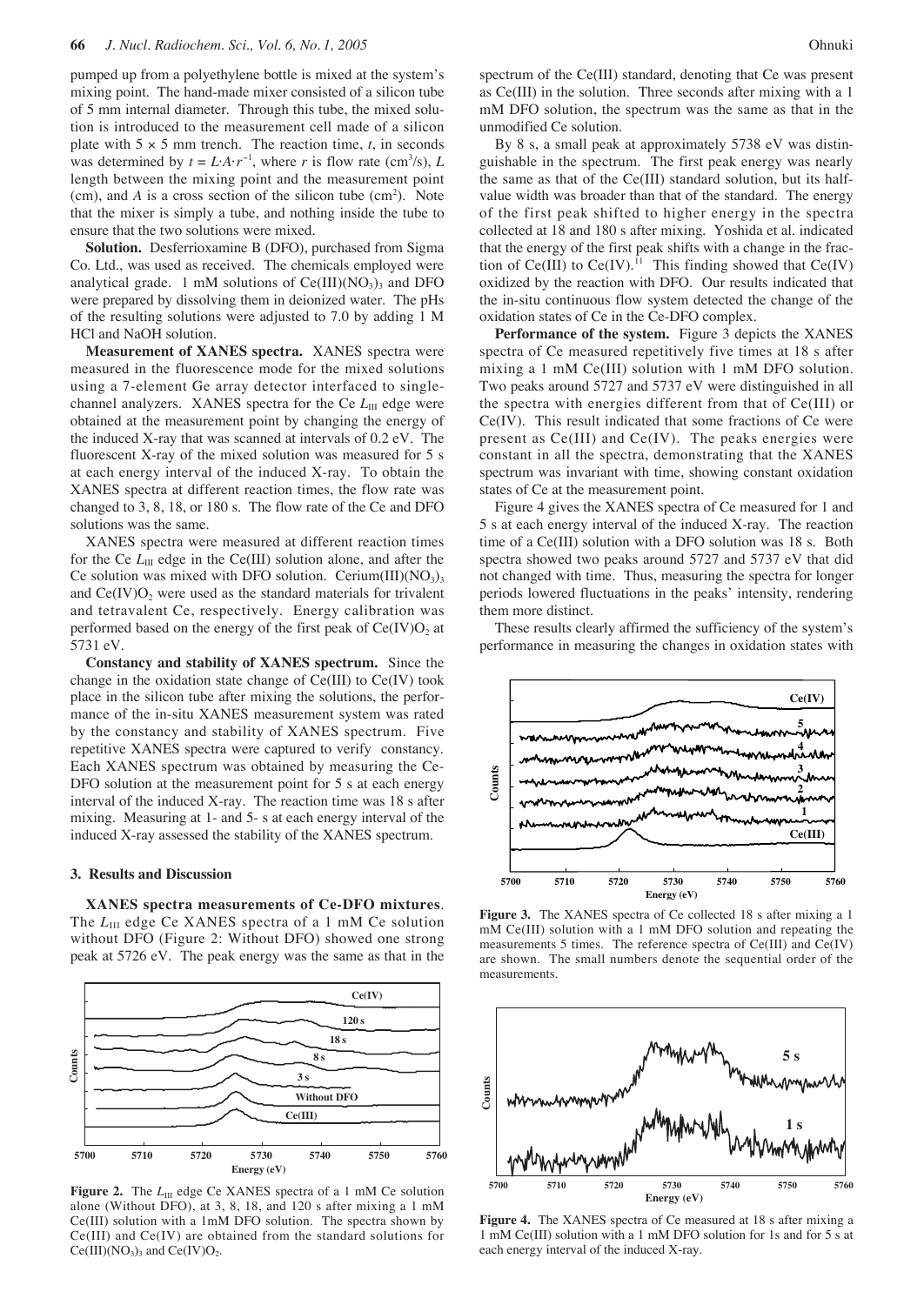pumped up from a polyethylene bottle is mixed at the system's mixing point. The hand-made mixer consisted of a silicon tube of 5 mm internal diameter. Through this tube, the mixed solution is introduced to the measurement cell made of a silicon plate with 5 × 5 mm trench. The reaction time, $t$, in seconds was determined by $t = L \cdot A \cdot r^{-1}$, where $r$ is flow rate ($cm^3/s$), $L$ length between the mixing point and the measurement point (cm), and $A$ is a cross section of the silicon tube ($cm^2$). Note that the mixer is simply a tube, and nothing inside the tube to ensure that the two solutions were mixed.

**Solution.** Desferrioxamine B (DFO), purchased from Sigma Co. Ltd., was used as received. The chemicals employed were analytical grade. 1 mM solutions of $Ce(III)(NO_3)_3$ and DFO were prepared by dissolving them in deionized water. The pHs of the resulting solutions were adjusted to 7.0 by adding 1 M HCl and NaOH solution.

**Measurement of XANES spectra.** XANES spectra were measured in the fluorescence mode for the mixed solutions using a 7-element Ge array detector interfaced to single-channel analyzers. XANES spectra for the Ce $L_{III}$ edge were obtained at the measurement point by changing the energy of the induced X-ray that was scanned at intervals of 0.2 eV. The fluorescent X-ray of the mixed solution was measured for 5 s at each energy interval of the induced X-ray. To obtain the XANES spectra at different reaction times, the flow rate was changed to 3, 8, 18, or 180 s. The flow rate of the Ce and DFO solutions was the same.

XANES spectra were measured at different reaction times for the Ce $L_{III}$ edge in the Ce(III) solution alone, and after the Ce solution was mixed with DFO solution. $Cerium(III)(NO_3)_3$ and $Ce(IV)O_2$ were used as the standard materials for trivalent and tetravalent Ce, respectively. Energy calibration was performed based on the energy of the first peak of $Ce(IV)O_2$ at 5731 eV.

**Constancy and stability of XANES spectrum.** Since the change in the oxidation state change of Ce(III) to Ce(IV) took place in the silicon tube after mixing the solutions, the performance of the in-situ XANES measurement system was rated by the constancy and stability of XANES spectrum. Five repetitive XANES spectra were captured to verify constancy. Each XANES spectrum was obtained by measuring the Ce-DFO solution at the measurement point for 5 s at each energy interval of the induced X-ray. The reaction time was 18 s after mixing. Measuring at 1- and 5- s at each energy interval of the induced X-ray assessed the stability of the XANES spectrum.

### 3. Results and Discussion

**XANES spectra measurements of Ce-DFO mixtures**. The $L_{III}$ edge Ce XANES spectra of a 1 mM Ce solution without DFO (Figure 2: Without DFO) showed one strong peak at 5726 eV. The peak energy was the same as that in the spectrum of the Ce(III) standard, denoting that Ce was present as Ce(III) in the solution. Three seconds after mixing with a 1 mM DFO solution, the spectrum was the same as that in the unmodified Ce solution.

**Figure 2.** The $L_{III}$ edge Ce XANES spectra of a 1 mM Ce solution alone (Without DFO), at 3, 8, 18, and 120 s after mixing a 1 mM Ce(III) solution with a 1mM DFO solution. The spectra shown by Ce(III) and Ce(IV) are obtained from the standard solutions for $Ce(III)(NO_3)_3$ and $Ce(IV)O_2$.

By 8 s, a small peak at approximately 5738 eV was distinguishable in the spectrum. The first peak energy was nearly the same as that of the Ce(III) standard solution, but its half-value width was broader than that of the standard. The energy of the first peak shifted to higher energy in the spectra collected at 18 and 180 s after mixing. Yoshida et al. indicated that the energy of the first peak shifts with a change in the fraction of Ce(III) to Ce(IV).[11] This finding showed that Ce(IV) oxidized by the reaction with DFO. Our results indicated that the in-situ continuous flow system detected the change of the oxidation states of Ce in the Ce-DFO complex.

**Performance of the system.** Figure 3 depicts the XANES spectra of Ce measured repetitively five times at 18 s after mixing a 1 mM Ce(III) solution with 1 mM DFO solution. Two peaks around 5727 and 5737 eV were distinguished in all the spectra with energies different from that of Ce(III) or Ce(IV). This result indicated that some fractions of Ce were present as Ce(III) and Ce(IV). The peaks energies were constant in all the spectra, demonstrating that the XANES spectrum was invariant with time, showing constant oxidation states of Ce at the measurement point.

Figure 4 gives the XANES spectra of Ce measured for 1 and 5 s at each energy interval of the induced X-ray. The reaction time of a Ce(III) solution with a DFO solution was 18 s. Both spectra showed two peaks around 5727 and 5737 eV that did not changed with time. Thus, measuring the spectra for longer periods lowered fluctuations in the peaks' intensity, rendering them more distinct.

These results clearly affirmed the sufficiency of the system's performance in measuring the changes in oxidation states with

**Figure 3.** The XANES spectra of Ce collected 18 s after mixing a 1 mM Ce(III) solution with a 1 mM DFO solution and repeating the measurements 5 times. The reference spectra of Ce(III) and Ce(IV) are shown. The small numbers denote the sequential order of the measurements.

**Figure 4.** The XANES spectra of Ce measured at 18 s after mixing a 1 mM Ce(III) solution with a 1 mM DFO solution for 1s and for 5 s at each energy interval of the induced X-ray.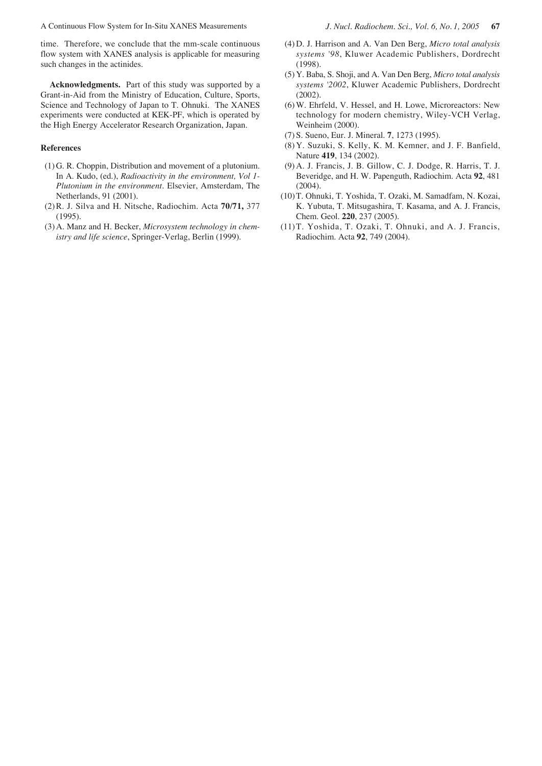time. Therefore, we conclude that the mm-scale continuous flow system with XANES analysis is applicable for measuring such changes in the actinides.

**Acknowledgments.** Part of this study was supported by a Grant-in-Aid from the Ministry of Education, Culture, Sports, Science and Technology of Japan to T. Ohnuki. The XANES experiments were conducted at KEK-PF, which is operated by the High Energy Accelerator Research Organization, Japan.

#### References

(1) G. R. Choppin, Distribution and movement of a plutonium. In A. Kudo, (ed.), *Radioactivity in the environment, Vol 1-Plutonium in the environment*. Elsevier, Amsterdam, The Netherlands, 91 (2001).

(2) R. J. Silva and H. Nitsche, Radiochim. Acta **70/71,** 377 (1995).

(3) A. Manz and H. Becker, *Microsystem technology in chemistry and life science*, Springer-Verlag, Berlin (1999).

(4) D. J. Harrison and A. Van Den Berg, *Micro total analysis systems '98*, Kluwer Academic Publishers, Dordrecht (1998).

(5) Y. Baba, S. Shoji, and A. Van Den Berg, *Micro total analysis systems '2002*, Kluwer Academic Publishers, Dordrecht (2002).

(6) W. Ehrfeld, V. Hessel, and H. Lowe, Microreactors: New technology for modern chemistry, Wiley-VCH Verlag, Weinheim (2000).

(7) S. Sueno, Eur. J. Mineral. **7**, 1273 (1995).

(8) Y. Suzuki, S. Kelly, K. M. Kemner, and J. F. Banfield, Nature **419**, 134 (2002).

(9) A. J. Francis, J. B. Gillow, C. J. Dodge, R. Harris, T. J. Beveridge, and H. W. Papenguth, Radiochim. Acta **92**, 481 (2004).

(10) T. Ohnuki, T. Yoshida, T. Ozaki, M. Samadfam, N. Kozai, K. Yubuta, T. Mitsugashira, T. Kasama, and A. J. Francis, Chem. Geol. **220**, 237 (2005).

(11) T. Yoshida, T. Ozaki, T. Ohnuki, and A. J. Francis, Radiochim. Acta **92**, 749 (2004).